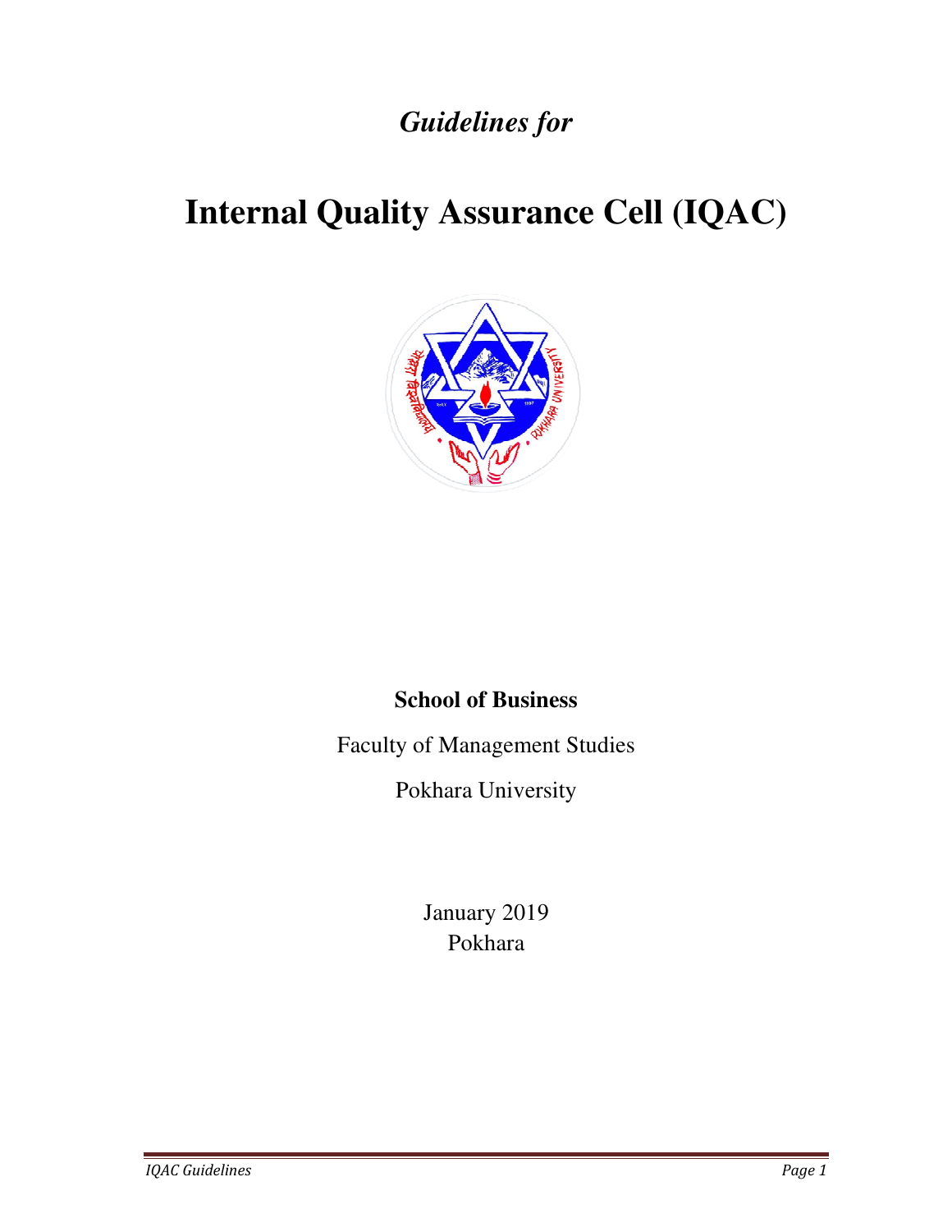*Guidelines for*

# Internal Quality Assurance Cell (IQAC)

**School of Business**

Faculty of Management Studies

Pokhara University

January 2019

Pokhara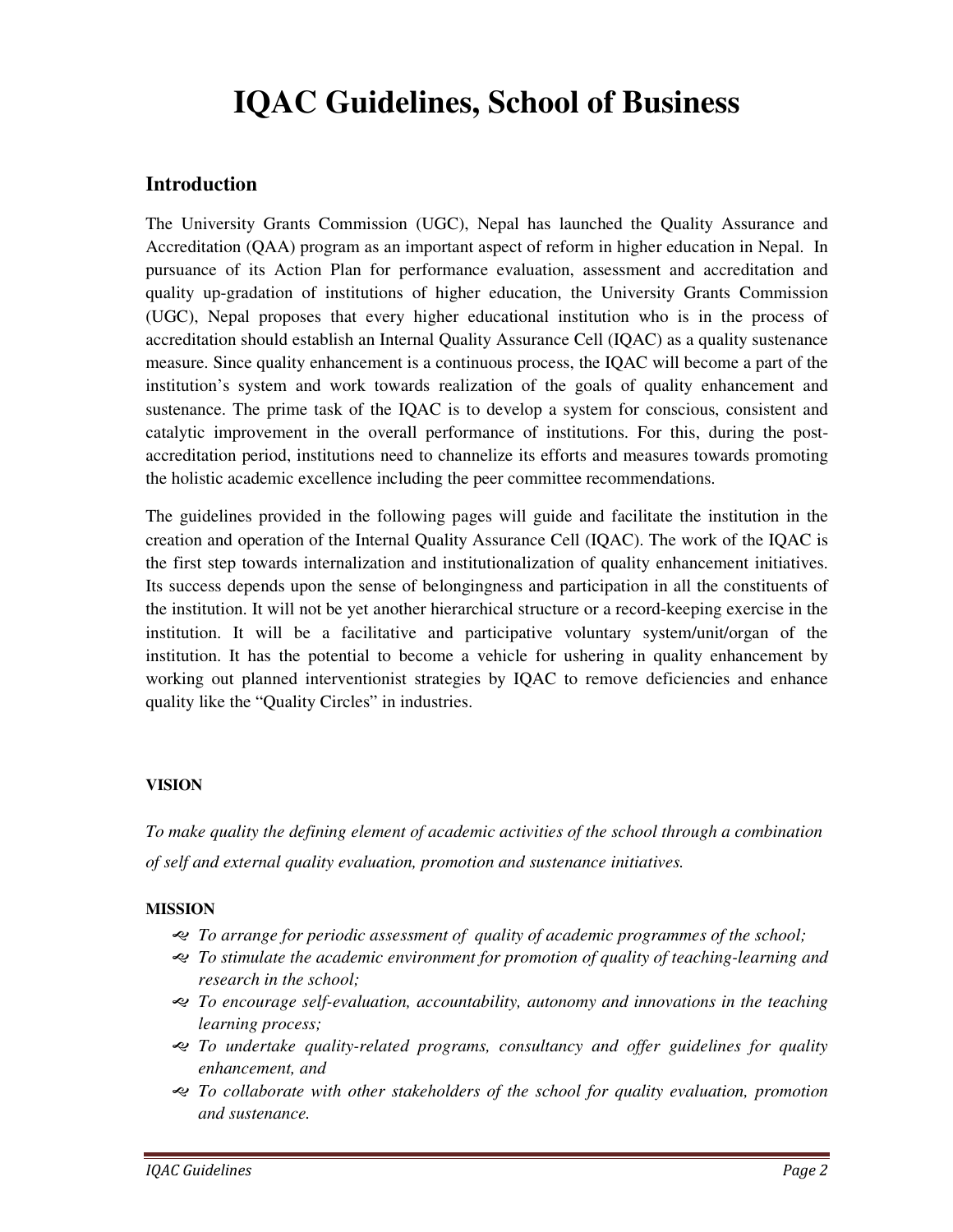# IQAC Guidelines, School of Business

## Introduction

The University Grants Commission (UGC), Nepal has launched the Quality Assurance and Accreditation (QAA) program as an important aspect of reform in higher education in Nepal. In pursuance of its Action Plan for performance evaluation, assessment and accreditation and quality up-gradation of institutions of higher education, the University Grants Commission (UGC), Nepal proposes that every higher educational institution who is in the process of accreditation should establish an Internal Quality Assurance Cell (IQAC) as a quality sustenance measure. Since quality enhancement is a continuous process, the IQAC will become a part of the institution's system and work towards realization of the goals of quality enhancement and sustenance. The prime task of the IQAC is to develop a system for conscious, consistent and catalytic improvement in the overall performance of institutions. For this, during the post-accreditation period, institutions need to channelize its efforts and measures towards promoting the holistic academic excellence including the peer committee recommendations.

The guidelines provided in the following pages will guide and facilitate the institution in the creation and operation of the Internal Quality Assurance Cell (IQAC). The work of the IQAC is the first step towards internalization and institutionalization of quality enhancement initiatives. Its success depends upon the sense of belongingness and participation in all the constituents of the institution. It will not be yet another hierarchical structure or a record-keeping exercise in the institution. It will be a facilitative and participative voluntary system/unit/organ of the institution. It has the potential to become a vehicle for ushering in quality enhancement by working out planned interventionist strategies by IQAC to remove deficiencies and enhance quality like the "Quality Circles" in industries.

**VISION**

*To make quality the defining element of academic activities of the school through a combination of self and external quality evaluation, promotion and sustenance initiatives.*

**MISSION**

- *To arrange for periodic assessment of quality of academic programmes of the school;*
- *To stimulate the academic environment for promotion of quality of teaching-learning and research in the school;*
- *To encourage self-evaluation, accountability, autonomy and innovations in the teaching learning process;*
- *To undertake quality-related programs, consultancy and offer guidelines for quality enhancement, and*
- *To collaborate with other stakeholders of the school for quality evaluation, promotion and sustenance.*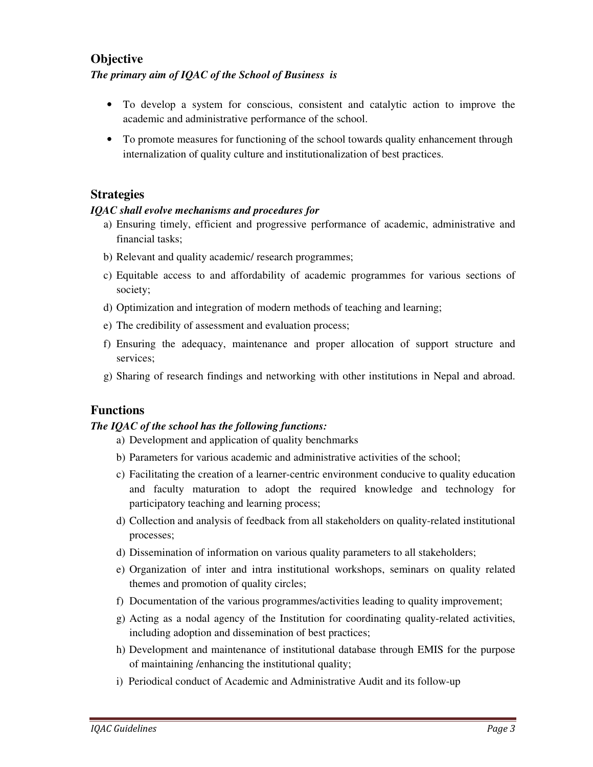## Objective

***The primary aim of IQAC of the School of Business is***

- To develop a system for conscious, consistent and catalytic action to improve the academic and administrative performance of the school.
- To promote measures for functioning of the school towards quality enhancement through internalization of quality culture and institutionalization of best practices.

## Strategies

***IQAC shall evolve mechanisms and procedures for***

a) Ensuring timely, efficient and progressive performance of academic, administrative and financial tasks;

b) Relevant and quality academic/ research programmes;

c) Equitable access to and affordability of academic programmes for various sections of society;

d) Optimization and integration of modern methods of teaching and learning;

e) The credibility of assessment and evaluation process;

f) Ensuring the adequacy, maintenance and proper allocation of support structure and services;

g) Sharing of research findings and networking with other institutions in Nepal and abroad.

## Functions

***The IQAC of the school has the following functions:***

a) Development and application of quality benchmarks

b) Parameters for various academic and administrative activities of the school;

c) Facilitating the creation of a learner-centric environment conducive to quality education and faculty maturation to adopt the required knowledge and technology for participatory teaching and learning process;

d) Collection and analysis of feedback from all stakeholders on quality-related institutional processes;

d) Dissemination of information on various quality parameters to all stakeholders;

e) Organization of inter and intra institutional workshops, seminars on quality related themes and promotion of quality circles;

f) Documentation of the various programmes/activities leading to quality improvement;

g) Acting as a nodal agency of the Institution for coordinating quality-related activities, including adoption and dissemination of best practices;

h) Development and maintenance of institutional database through EMIS for the purpose of maintaining /enhancing the institutional quality;

i) Periodical conduct of Academic and Administrative Audit and its follow-up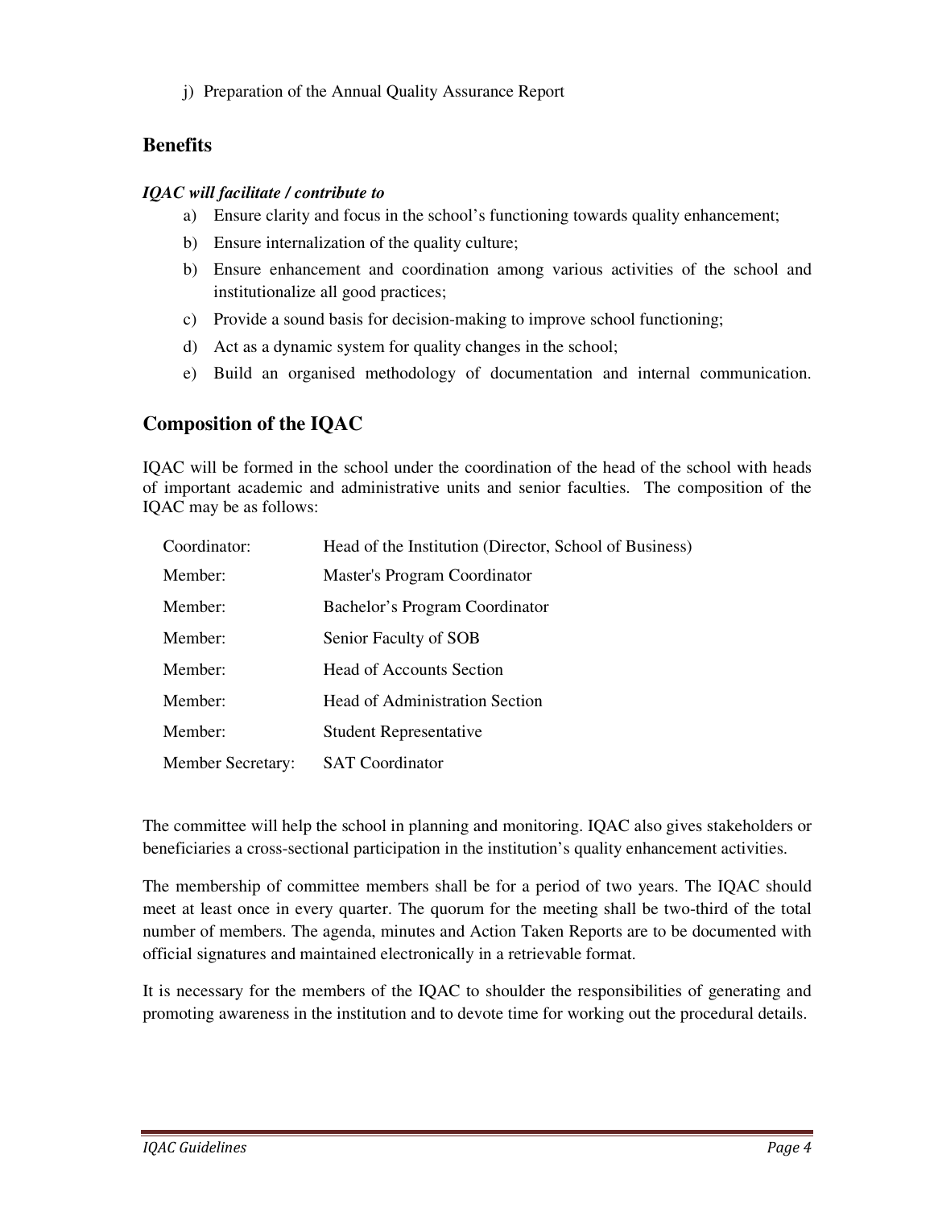j) Preparation of the Annual Quality Assurance Report

## Benefits

***IQAC will facilitate / contribute to***

a) Ensure clarity and focus in the school's functioning towards quality enhancement;

b) Ensure internalization of the quality culture;

b) Ensure enhancement and coordination among various activities of the school and institutionalize all good practices;

c) Provide a sound basis for decision-making to improve school functioning;

d) Act as a dynamic system for quality changes in the school;

e) Build an organised methodology of documentation and internal communication.

## Composition of the IQAC

IQAC will be formed in the school under the coordination of the head of the school with heads of important academic and administrative units and senior faculties. The composition of the IQAC may be as follows:

| | |
|---|---|
| Coordinator: | Head of the Institution (Director, School of Business) |
| Member: | Master's Program Coordinator |
| Member: | Bachelor's Program Coordinator |
| Member: | Senior Faculty of SOB |
| Member: | Head of Accounts Section |
| Member: | Head of Administration Section |
| Member: | Student Representative |
| Member Secretary: | SAT Coordinator |

The committee will help the school in planning and monitoring. IQAC also gives stakeholders or beneficiaries a cross-sectional participation in the institution's quality enhancement activities.

The membership of committee members shall be for a period of two years. The IQAC should meet at least once in every quarter. The quorum for the meeting shall be two-third of the total number of members. The agenda, minutes and Action Taken Reports are to be documented with official signatures and maintained electronically in a retrievable format.

It is necessary for the members of the IQAC to shoulder the responsibilities of generating and promoting awareness in the institution and to devote time for working out the procedural details.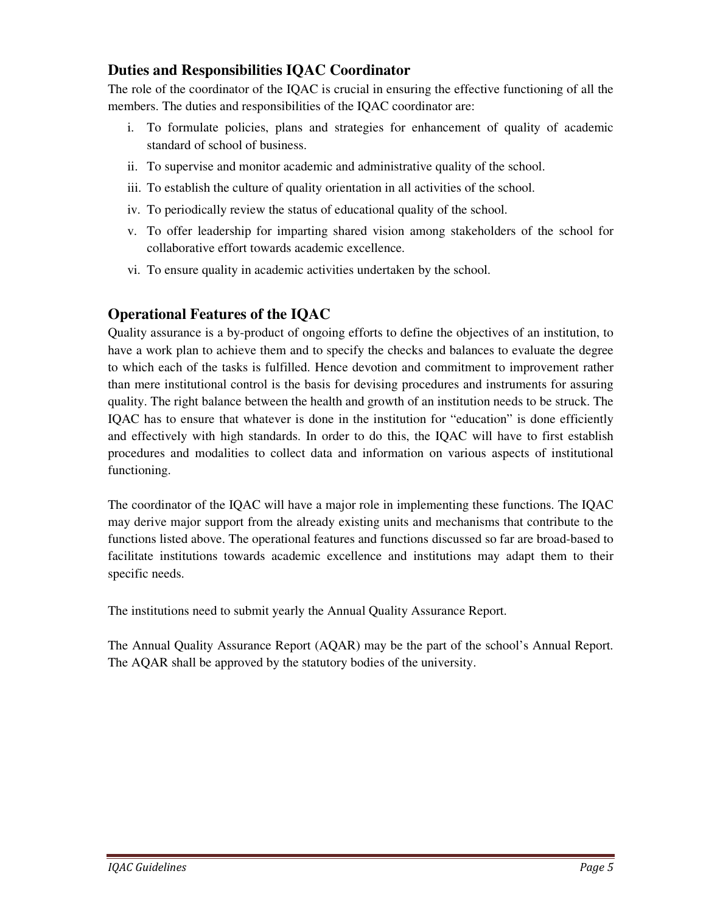## Duties and Responsibilities IQAC Coordinator

The role of the coordinator of the IQAC is crucial in ensuring the effective functioning of all the members. The duties and responsibilities of the IQAC coordinator are:

i. To formulate policies, plans and strategies for enhancement of quality of academic standard of school of business.
ii. To supervise and monitor academic and administrative quality of the school.
iii. To establish the culture of quality orientation in all activities of the school.
iv. To periodically review the status of educational quality of the school.
v. To offer leadership for imparting shared vision among stakeholders of the school for collaborative effort towards academic excellence.
vi. To ensure quality in academic activities undertaken by the school.

## Operational Features of the IQAC

Quality assurance is a by-product of ongoing efforts to define the objectives of an institution, to have a work plan to achieve them and to specify the checks and balances to evaluate the degree to which each of the tasks is fulfilled. Hence devotion and commitment to improvement rather than mere institutional control is the basis for devising procedures and instruments for assuring quality. The right balance between the health and growth of an institution needs to be struck. The IQAC has to ensure that whatever is done in the institution for "education" is done efficiently and effectively with high standards. In order to do this, the IQAC will have to first establish procedures and modalities to collect data and information on various aspects of institutional functioning.

The coordinator of the IQAC will have a major role in implementing these functions. The IQAC may derive major support from the already existing units and mechanisms that contribute to the functions listed above. The operational features and functions discussed so far are broad-based to facilitate institutions towards academic excellence and institutions may adapt them to their specific needs.

The institutions need to submit yearly the Annual Quality Assurance Report.

The Annual Quality Assurance Report (AQAR) may be the part of the school's Annual Report. The AQAR shall be approved by the statutory bodies of the university.